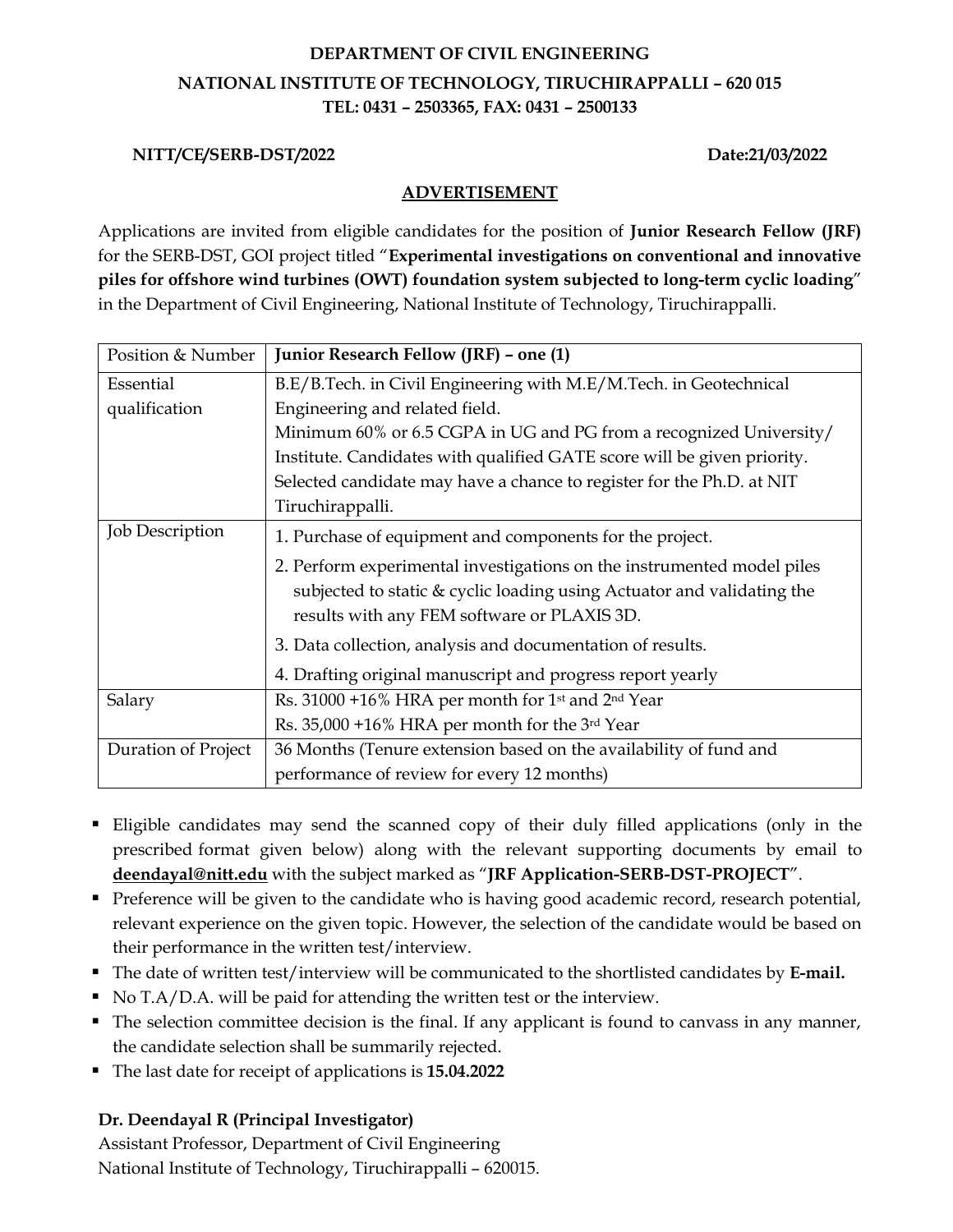**DEPARTMENT OF CIVIL ENGINEERING**

**NATIONAL INSTITUTE OF TECHNOLOGY, TIRUCHIRAPPALLI – 620 015**

**TEL: 0431 – 2503365, FAX: 0431 – 2500133**

**NITT/CE/SERB-DST/2022** **Date:21/03/2022**

## ADVERTISEMENT

Applications are invited from eligible candidates for the position of **Junior Research Fellow (JRF)** for the SERB-DST, GOI project titled "**Experimental investigations on conventional and innovative piles for offshore wind turbines (OWT) foundation system subjected to long-term cyclic loading**" in the Department of Civil Engineering, National Institute of Technology, Tiruchirappalli.

| Position & Number | **Junior Research Fellow (JRF) – one (1)** |
|---|---|
| Essential qualification | B.E/B.Tech. in Civil Engineering with M.E/M.Tech. in Geotechnical Engineering and related field.<br>Minimum 60% or 6.5 CGPA in UG and PG from a recognized University/ Institute. Candidates with qualified GATE score will be given priority. Selected candidate may have a chance to register for the Ph.D. at NIT Tiruchirappalli. |
| Job Description | 1. Purchase of equipment and components for the project.<br>2. Perform experimental investigations on the instrumented model piles subjected to static & cyclic loading using Actuator and validating the results with any FEM software or PLAXIS 3D.<br>3. Data collection, analysis and documentation of results.<br>4. Drafting original manuscript and progress report yearly |
| Salary | Rs. 31000 +16% HRA per month for 1st and 2nd Year<br>Rs. 35,000 +16% HRA per month for the 3rd Year |
| Duration of Project | 36 Months (Tenure extension based on the availability of fund and performance of review for every 12 months) |

- Eligible candidates may send the scanned copy of their duly filled applications (only in the prescribed format given below) along with the relevant supporting documents by email to **deendayal@nitt.edu** with the subject marked as "**JRF Application-SERB-DST-PROJECT**".
- Preference will be given to the candidate who is having good academic record, research potential, relevant experience on the given topic. However, the selection of the candidate would be based on their performance in the written test/interview.
- The date of written test/interview will be communicated to the shortlisted candidates by **E-mail.**
- No T.A/D.A. will be paid for attending the written test or the interview.
- The selection committee decision is the final. If any applicant is found to canvass in any manner, the candidate selection shall be summarily rejected.
- The last date for receipt of applications is **15.04.2022**

**Dr. Deendayal R (Principal Investigator)**

Assistant Professor, Department of Civil Engineering

National Institute of Technology, Tiruchirappalli – 620015.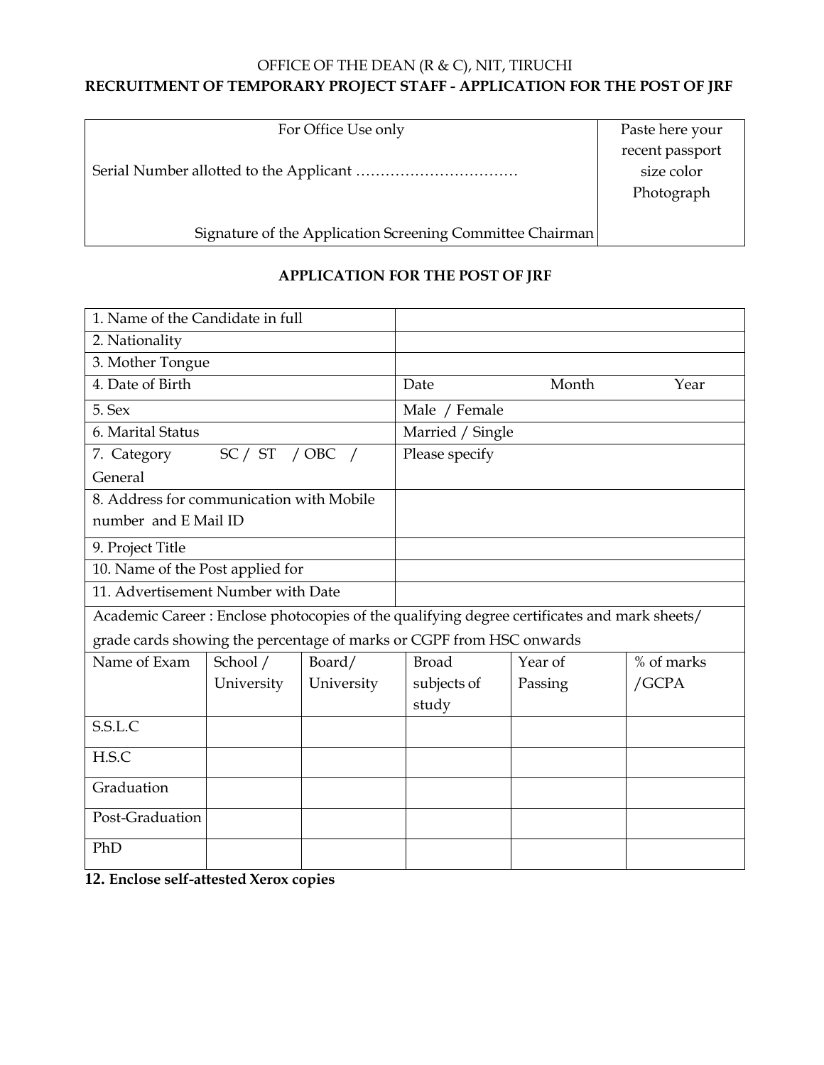OFFICE OF THE DEAN (R & C), NIT, TIRUCHI

**RECRUITMENT OF TEMPORARY PROJECT STAFF - APPLICATION FOR THE POST OF JRF**

| For Office Use only<br><br>Serial Number allotted to the Applicant ……………………………<br><br>Signature of the Application Screening Committee Chairman | Paste here your recent passport size color Photograph |
|---|---|

## APPLICATION FOR THE POST OF JRF

| | | | | | |
|---|---|---|---|---|---|
| 1. Name of the Candidate in full | | | | | |
| 2. Nationality | | | | | |
| 3. Mother Tongue | | | | | |
| 4. Date of Birth | | | Date | Month | Year |
| 5. Sex | | | Male / Female | | |
| 6. Marital Status | | | Married / Single | | |
| 7. Category SC / ST / OBC / General | | | Please specify | | |
| 8. Address for communication with Mobile number and E Mail ID | | | | | |
| 9. Project Title | | | | | |
| 10. Name of the Post applied for | | | | | |
| 11. Advertisement Number with Date | | | | | |
| Academic Career : Enclose photocopies of the qualifying degree certificates and mark sheets/ grade cards showing the percentage of marks or CGPF from HSC onwards | | | | | |
| Name of Exam | School / University | Board/ University | Broad subjects of study | Year of Passing | % of marks /GCPA |
| S.S.L.C | | | | | |
| H.S.C | | | | | |
| Graduation | | | | | |
| Post-Graduation | | | | | |
| PhD | | | | | |

**12. Enclose self-attested Xerox copies**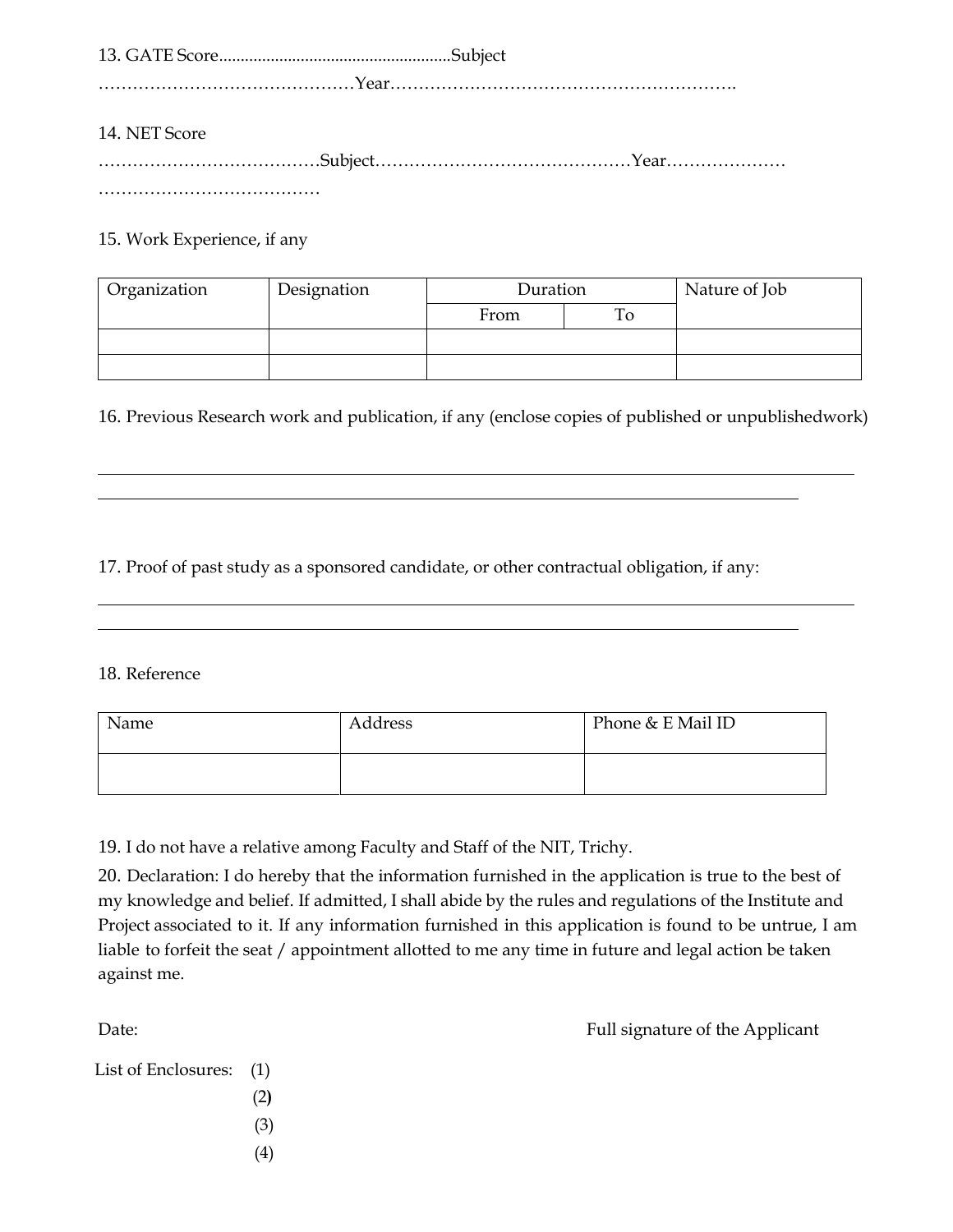13. GATE Score......................................................Subject ………………………………………Year……………………………………………………..

14. NET Score …………………………………Subject………………………………………Year………………… …………………………………

15. Work Experience, if any

| Organization | Designation | Duration | | Nature of Job |
|---|---|---|---|---|
| | | From | To | |
| | | | | |
| | | | | |

16. Previous Research work and publication, if any (enclose copies of published or unpublishedwork)

___________________________________________________________________________

___________________________________________________________________________

17. Proof of past study as a sponsored candidate, or other contractual obligation, if any:

___________________________________________________________________________

___________________________________________________________________________

18. Reference

| Name | Address | Phone & E Mail ID |
|---|---|---|
| | | |

19. I do not have a relative among Faculty and Staff of the NIT, Trichy.

20. Declaration: I do hereby that the information furnished in the application is true to the best of my knowledge and belief. If admitted, I shall abide by the rules and regulations of the Institute and Project associated to it. If any information furnished in this application is found to be untrue, I am liable to forfeit the seat / appointment allotted to me any time in future and legal action be taken against me.

Date: Full signature of the Applicant

List of Enclosures: (1)

(2)

(3)

(4)